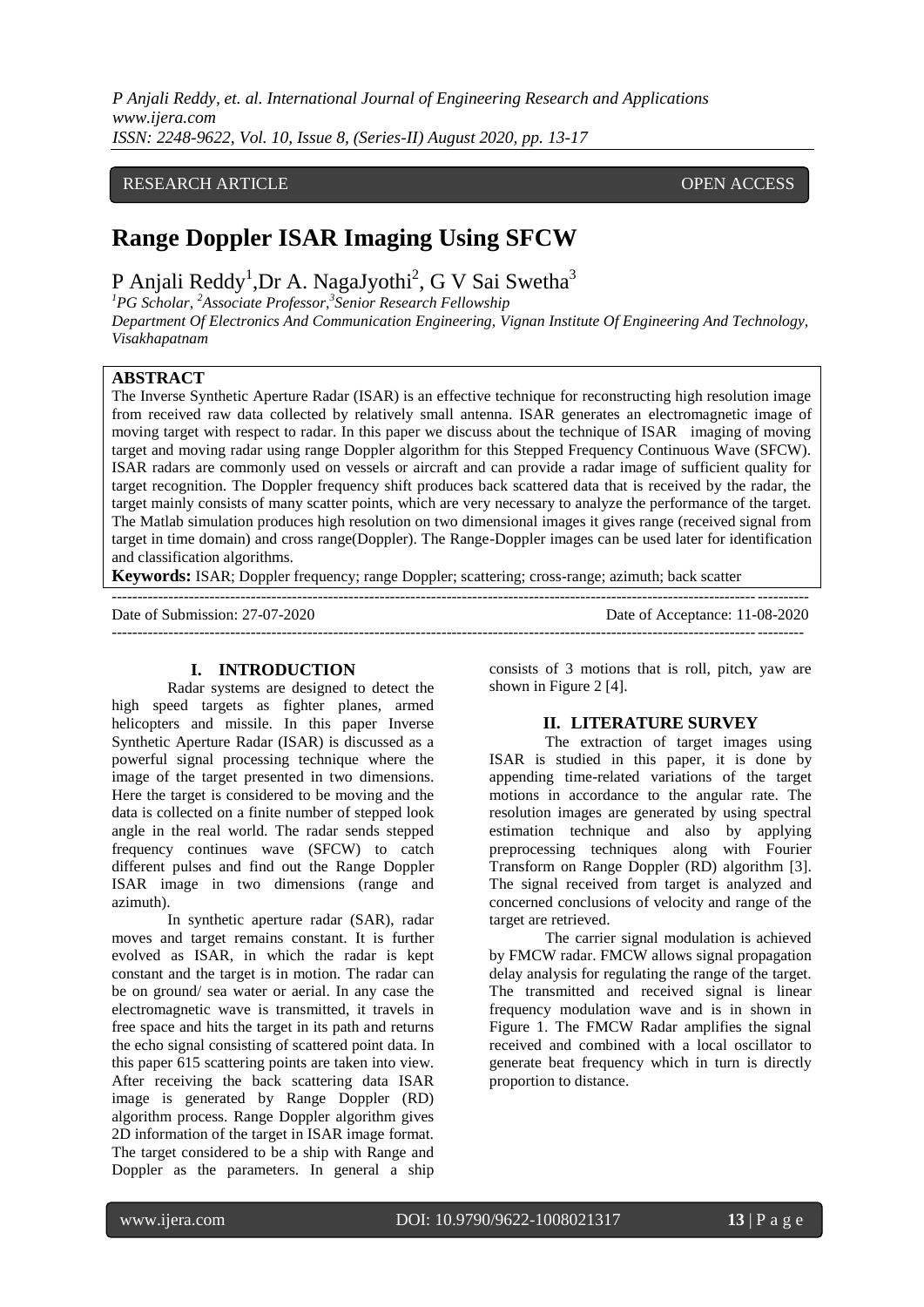RESEARCH ARTICLE OPEN ACCESS

# Range Doppler ISAR Imaging Using SFCW

P Anjali Reddy[1], Dr A. NagaJyothi[2], G V Sai Swetha[3]

[1]PG Scholar, [2]Associate Professor, [3]Senior Research Fellowship

*Department Of Electronics And Communication Engineering, Vignan Institute Of Engineering And Technology, Visakhapatnam*

## ABSTRACT

The Inverse Synthetic Aperture Radar (ISAR) is an effective technique for reconstructing high resolution image from received raw data collected by relatively small antenna. ISAR generates an electromagnetic image of moving target with respect to radar. In this paper we discuss about the technique of ISAR imaging of moving target and moving radar using range Doppler algorithm for this Stepped Frequency Continuous Wave (SFCW). ISAR radars are commonly used on vessels or aircraft and can provide a radar image of sufficient quality for target recognition. The Doppler frequency shift produces back scattered data that is received by the radar, the target mainly consists of many scatter points, which are very necessary to analyze the performance of the target. The Matlab simulation produces high resolution on two dimensional images it gives range (received signal from target in time domain) and cross range(Doppler). The Range-Doppler images can be used later for identification and classification algorithms.

**Keywords:** ISAR; Doppler frequency; range Doppler; scattering; cross-range; azimuth; back scatter

---

Date of Submission: 27-07-2020 Date of Acceptance: 11-08-2020

---

## I. INTRODUCTION

Radar systems are designed to detect the high speed targets as fighter planes, armed helicopters and missile. In this paper Inverse Synthetic Aperture Radar (ISAR) is discussed as a powerful signal processing technique where the image of the target presented in two dimensions. Here the target is considered to be moving and the data is collected on a finite number of stepped look angle in the real world. The radar sends stepped frequency continues wave (SFCW) to catch different pulses and find out the Range Doppler ISAR image in two dimensions (range and azimuth).

In synthetic aperture radar (SAR), radar moves and target remains constant. It is further evolved as ISAR, in which the radar is kept constant and the target is in motion. The radar can be on ground/ sea water or aerial. In any case the electromagnetic wave is transmitted, it travels in free space and hits the target in its path and returns the echo signal consisting of scattered point data. In this paper 615 scattering points are taken into view. After receiving the back scattering data ISAR image is generated by Range Doppler (RD) algorithm process. Range Doppler algorithm gives 2D information of the target in ISAR image format. The target considered to be a ship with Range and Doppler as the parameters. In general a ship consists of 3 motions that is roll, pitch, yaw are shown in Figure 2 [4].

## II. LITERATURE SURVEY

The extraction of target images using ISAR is studied in this paper, it is done by appending time-related variations of the target motions in accordance to the angular rate. The resolution images are generated by using spectral estimation technique and also by applying preprocessing techniques along with Fourier Transform on Range Doppler (RD) algorithm [3]. The signal received from target is analyzed and concerned conclusions of velocity and range of the target are retrieved.

The carrier signal modulation is achieved by FMCW radar. FMCW allows signal propagation delay analysis for regulating the range of the target. The transmitted and received signal is linear frequency modulation wave and is in shown in Figure 1. The FMCW Radar amplifies the signal received and combined with a local oscillator to generate beat frequency which in turn is directly proportion to distance.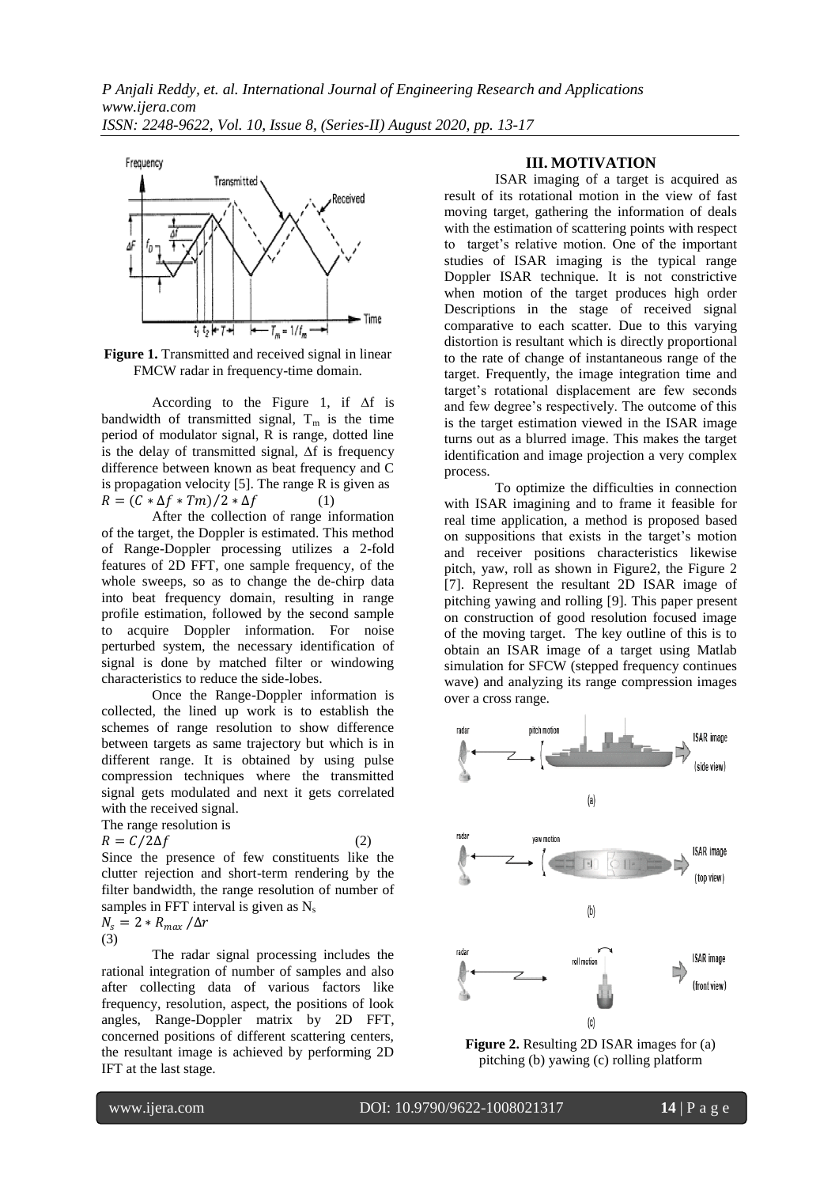**Figure 1.** Transmitted and received signal in linear FMCW radar in frequency-time domain.

According to the Figure 1, if $\Delta f$ is bandwidth of transmitted signal, $T_m$ is the time period of modulator signal, R is range, dotted line is the delay of transmitted signal, $\Delta f$ is frequency difference between known as beat frequency and C is propagation velocity [5]. The range R is given as

$$R = (C * \Delta f * Tm)/2 * \Delta f \quad (1)$$

After the collection of range information of the target, the Doppler is estimated. This method of Range-Doppler processing utilizes a 2-fold features of 2D FFT, one sample frequency, of the whole sweeps, so as to change the de-chirp data into beat frequency domain, resulting in range profile estimation, followed by the second sample to acquire Doppler information. For noise perturbed system, the necessary identification of signal is done by matched filter or windowing characteristics to reduce the side-lobes.

Once the Range-Doppler information is collected, the lined up work is to establish the schemes of range resolution to show difference between targets as same trajectory but which is in different range. It is obtained by using pulse compression techniques where the transmitted signal gets modulated and next it gets correlated with the received signal.

The range resolution is

$$R = C/2\Delta f \quad (2)$$

Since the presence of few constituents like the clutter rejection and short-term rendering by the filter bandwidth, the range resolution of number of samples in FFT interval is given as $N_s$

$$N_s = 2 * R_{max}/\Delta r \quad (3)$$

The radar signal processing includes the rational integration of number of samples and also after collecting data of various factors like frequency, resolution, aspect, the positions of look angles, Range-Doppler matrix by 2D FFT, concerned positions of different scattering centers, the resultant image is achieved by performing 2D IFT at the last stage.

## III. MOTIVATION

ISAR imaging of a target is acquired as result of its rotational motion in the view of fast moving target, gathering the information of deals with the estimation of scattering points with respect to target's relative motion. One of the important studies of ISAR imaging is the typical range Doppler ISAR technique. It is not constrictive when motion of the target produces high order Descriptions in the stage of received signal comparative to each scatter. Due to this varying distortion is resultant which is directly proportional to the rate of change of instantaneous range of the target. Frequently, the image integration time and target's rotational displacement are few seconds and few degree's respectively. The outcome of this is the target estimation viewed in the ISAR image turns out as a blurred image. This makes the target identification and image projection a very complex process.

To optimize the difficulties in connection with ISAR imagining and to frame it feasible for real time application, a method is proposed based on suppositions that exists in the target's motion and receiver positions characteristics likewise pitch, yaw, roll as shown in Figure2, the Figure 2 [7]. Represent the resultant 2D ISAR image of pitching yawing and rolling [9]. This paper present on construction of good resolution focused image of the moving target. The key outline of this is to obtain an ISAR image of a target using Matlab simulation for SFCW (stepped frequency continues wave) and analyzing its range compression images over a cross range.

**Figure 2.** Resulting 2D ISAR images for (a) pitching (b) yawing (c) rolling platform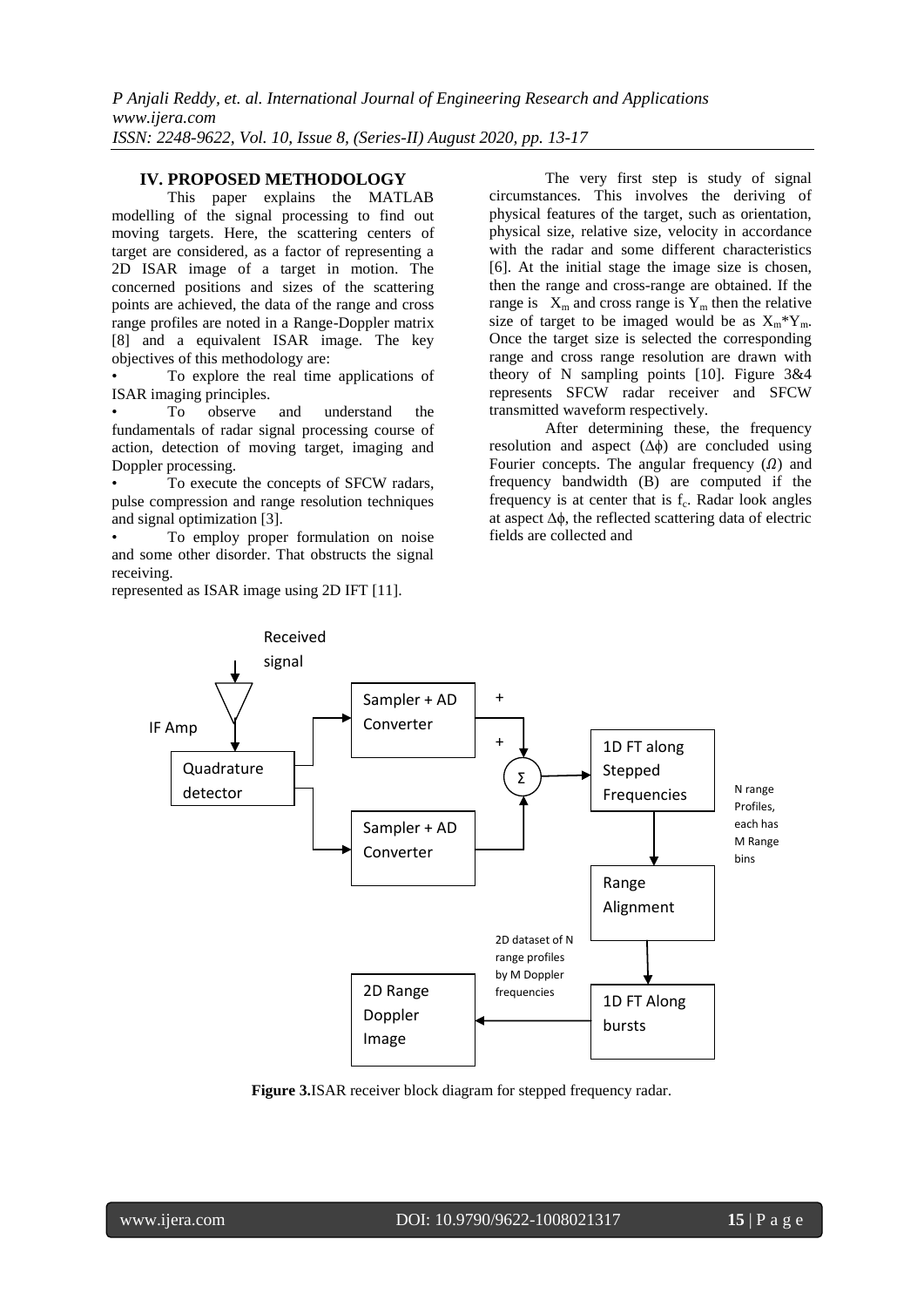## IV. PROPOSED METHODOLOGY

This paper explains the MATLAB modelling of the signal processing to find out moving targets. Here, the scattering centers of target are considered, as a factor of representing a 2D ISAR image of a target in motion. The concerned positions and sizes of the scattering points are achieved, the data of the range and cross range profiles are noted in a Range-Doppler matrix [8] and a equivalent ISAR image. The key objectives of this methodology are:

- To explore the real time applications of ISAR imaging principles.
- To observe and understand the fundamentals of radar signal processing course of action, detection of moving target, imaging and Doppler processing.
- To execute the concepts of SFCW radars, pulse compression and range resolution techniques and signal optimization [3].
- To employ proper formulation on noise and some other disorder. That obstructs the signal receiving.

The very first step is study of signal circumstances. This involves the deriving of physical features of the target, such as orientation, physical size, relative size, velocity in accordance with the radar and some different characteristics [6]. At the initial stage the image size is chosen, then the range and cross-range are obtained. If the range is $X_m$ and cross range is $Y_m$ then the relative size of target to be imaged would be as $X_m$*$Y_m$. Once the target size is selected the corresponding range and cross range resolution are drawn with theory of N sampling points [10]. Figure 3&4 represents SFCW radar receiver and SFCW transmitted waveform respectively.

After determining these, the frequency resolution and aspect ($\Delta\phi$) are concluded using Fourier concepts. The angular frequency ($\Omega$) and frequency bandwidth (B) are computed if the frequency is at center that is $f_c$. Radar look angles at aspect $\Delta\phi$, the reflected scattering data of electric fields are collected and represented as ISAR image using 2D IFT [11].

**Figure 3.** ISAR receiver block diagram for stepped frequency radar.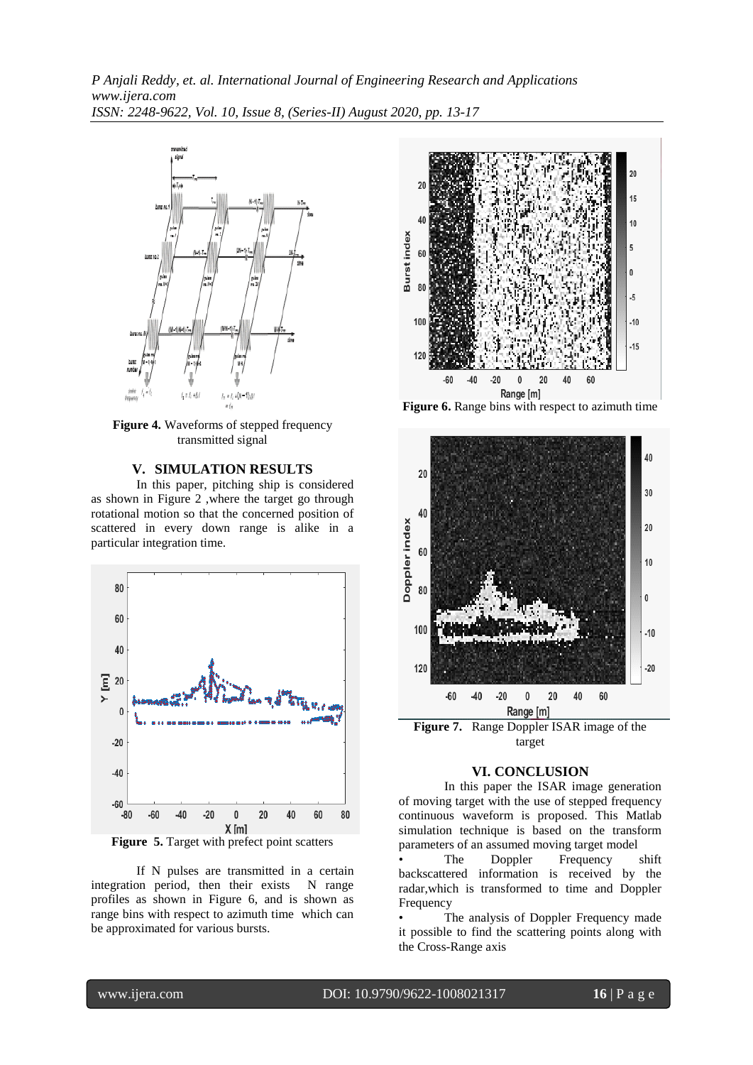**Figure 4.** Waveforms of stepped frequency transmitted signal

## V. SIMULATION RESULTS

In this paper, pitching ship is considered as shown in Figure 2 ,where the target go through rotational motion so that the concerned position of scattered in every down range is alike in a particular integration time.

**Figure 5.** Target with prefect point scatters

If N pulses are transmitted in a certain integration period, then their exists N range profiles as shown in Figure 6, and is shown as range bins with respect to azimuth time which can be approximated for various bursts.

**Figure 6.** Range bins with respect to azimuth time

**Figure 7.** Range Doppler ISAR image of the target

## VI. CONCLUSION

In this paper the ISAR image generation of moving target with the use of stepped frequency continuous waveform is proposed. This Matlab simulation technique is based on the transform parameters of an assumed moving target model

- The Doppler Frequency shift backscattered information is received by the radar,which is transformed to time and Doppler Frequency
- The analysis of Doppler Frequency made it possible to find the scattering points along with the Cross-Range axis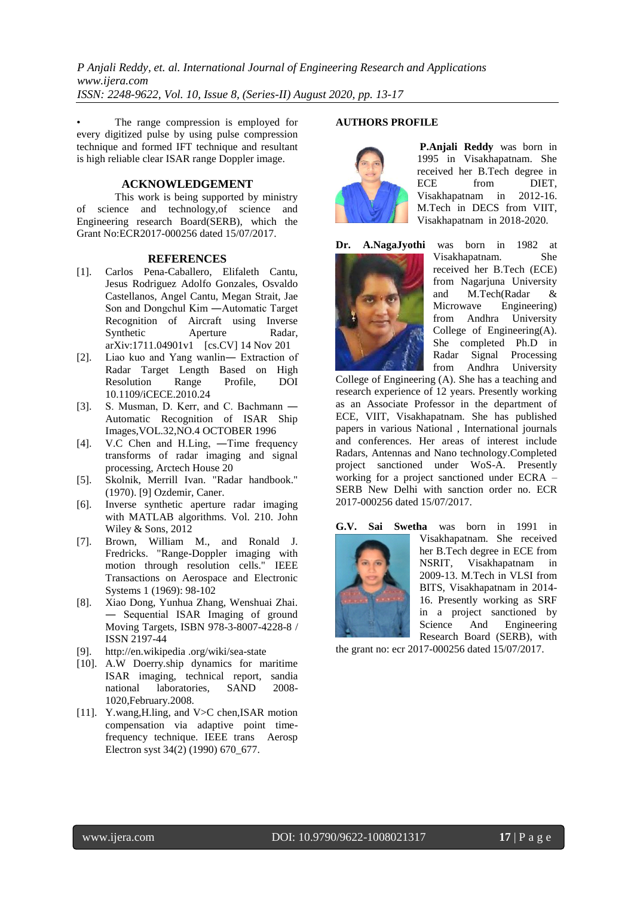- The range compression is employed for every digitized pulse by using pulse compression technique and formed IFT technique and resultant is high reliable clear ISAR range Doppler image.

## ACKNOWLEDGEMENT

This work is being supported by ministry of science and technology,of science and Engineering research Board(SERB), which the Grant No:ECR2017-000256 dated 15/07/2017.

## REFERENCES

[1]. Carlos Pena-Caballero, Elifaleth Cantu, Jesus Rodriguez Adolfo Gonzales, Osvaldo Castellanos, Angel Cantu, Megan Strait, Jae Son and Dongchul Kim ―Automatic Target Recognition of Aircraft using Inverse Synthetic Aperture Radar, arXiv:1711.04901v1 [cs.CV] 14 Nov 201

[2]. Liao kuo and Yang wanlin― Extraction of Radar Target Length Based on High Resolution Range Profile, DOI 10.1109/iCECE.2010.24

[3]. S. Musman, D. Kerr, and C. Bachmann ― Automatic Recognition of ISAR Ship Images,VOL.32,NO.4 OCTOBER 1996

[4]. V.C Chen and H.Ling, ―Time frequency transforms of radar imaging and signal processing, Arctech House 20

[5]. Skolnik, Merrill Ivan. "Radar handbook." (1970). [9] Ozdemir, Caner.

[6]. Inverse synthetic aperture radar imaging with MATLAB algorithms. Vol. 210. John Wiley & Sons, 2012

[7]. Brown, William M., and Ronald J. Fredricks. "Range-Doppler imaging with motion through resolution cells." IEEE Transactions on Aerospace and Electronic Systems 1 (1969): 98-102

[8]. Xiao Dong, Yunhua Zhang, Wenshuai Zhai. ― Sequential ISAR Imaging of ground Moving Targets, ISBN 978-3-8007-4228-8 / ISSN 2197-44

[9]. http://en.wikipedia .org/wiki/sea-state

[10]. A.W Doerry.ship dynamics for maritime ISAR imaging, technical report, sandia national laboratories, SAND 2008-1020,February.2008.

[11]. Y.wang,H.ling, and V>C chen,ISAR motion compensation via adaptive point time-frequency technique. IEEE trans Aerosp Electron syst 34(2) (1990) 670_677.

## AUTHORS PROFILE

**P.Anjali Reddy** was born in 1995 in Visakhapatnam. She received her B.Tech degree in ECE from DIET, Visakhapatnam in 2012-16. M.Tech in DECS from VIIT, Visakhapatnam in 2018-2020.

**Dr. A.NagaJyothi** was born in 1982 at Visakhapatnam. She received her B.Tech (ECE) from Nagarjuna University and M.Tech(Radar & Microwave Engineering) from Andhra University College of Engineering(A). She completed Ph.D in Radar Signal Processing from Andhra University College of Engineering (A). She has a teaching and research experience of 12 years. Presently working as an Associate Professor in the department of ECE, VIIT, Visakhapatnam. She has published papers in various National , International journals and conferences. Her areas of interest include Radars, Antennas and Nano technology.Completed project sanctioned under WoS-A. Presently working for a project sanctioned under ECRA – SERB New Delhi with sanction order no. ECR 2017-000256 dated 15/07/2017.

**G.V. Sai Swetha** was born in 1991 in Visakhapatnam. She received her B.Tech degree in ECE from NSRIT, Visakhapatnam in 2009-13. M.Tech in VLSI from BITS, Visakhapatnam in 2014-16. Presently working as SRF in a project sanctioned by Science And Engineering Research Board (SERB), with the grant no: ecr 2017-000256 dated 15/07/2017.